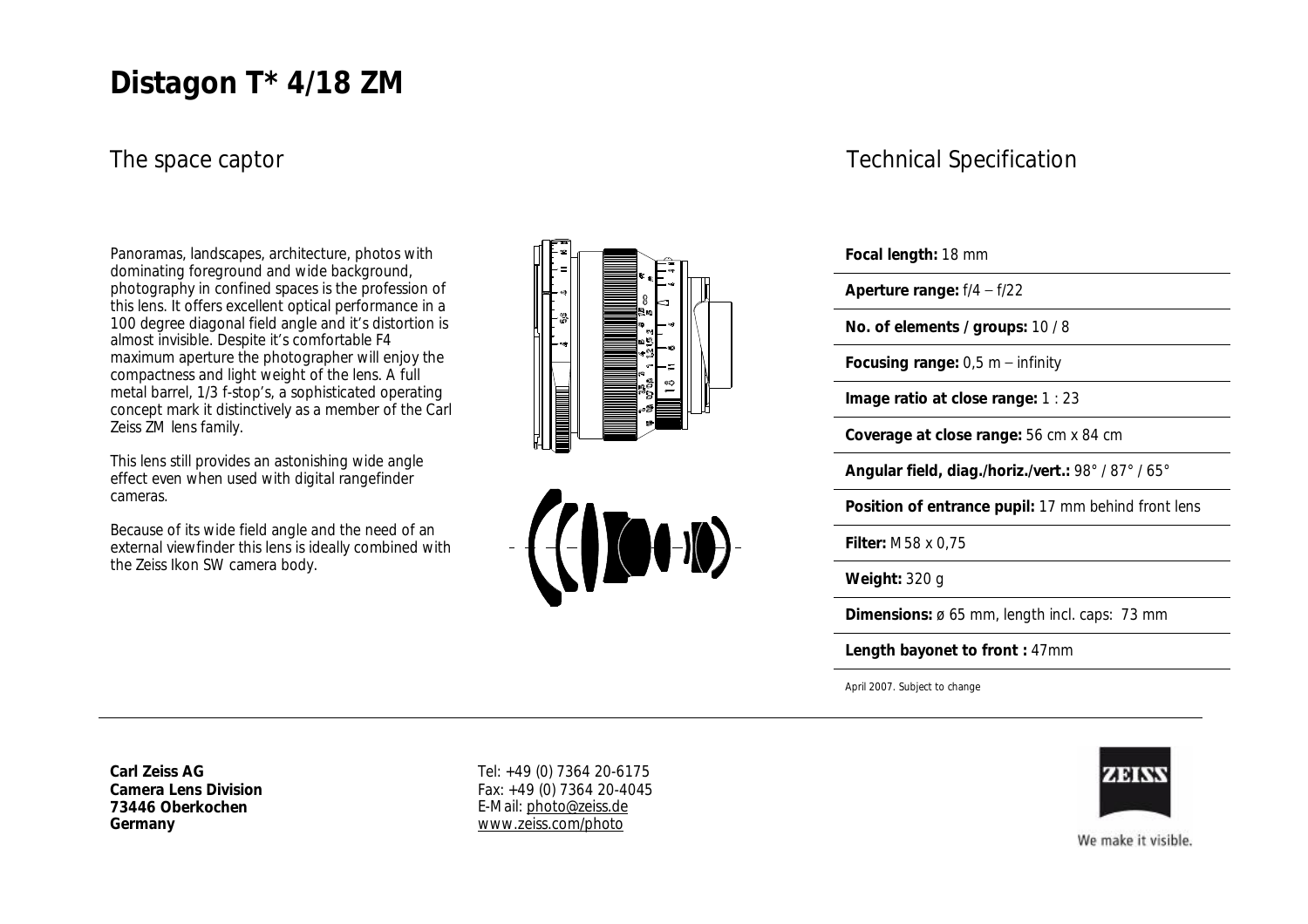# Distagon T* 4/18 ZM

## The space captor

Panoramas, landscapes, architecture, photos with dominating foreground and wide background, photography in confined spaces is the profession of this lens. It offers excellent optical performance in a 100 degree diagonal field angle and it's distortion is almost invisible. Despite it's comfortable F4 maximum aperture the photographer will enjoy the compactness and light weight of the lens. A full metal barrel, 1/3 f-stop's, a sophisticated operating concept mark it distinctively as a member of the Carl Zeiss ZM lens family.

This lens still provides an astonishing wide angle effect even when used with digital rangefinder cameras.

Because of its wide field angle and the need of an external viewfinder this lens is ideally combined with the Zeiss Ikon SW camera body.

## Technical Specification

**Focal length:** 18 mm

**Aperture range:** f/4 – f/22

**No. of elements / groups:** 10 / 8

**Focusing range:** 0,5 m – infinity

**Image ratio at close range:** 1 : 23

**Coverage at close range:** 56 cm x 84 cm

**Angular field, diag./horiz./vert.:** 98° / 87° / 65°

**Position of entrance pupil:** 17 mm behind front lens

**Filter:** M58 x 0,75

**Weight:** 320 g

**Dimensions:** ø 65 mm, length incl. caps: 73 mm

**Length bayonet to front :** 47mm

April 2007. Subject to change

**Carl Zeiss AG**
**Camera Lens Division**
**73446 Oberkochen**
**Germany**

Tel: +49 (0) 7364 20-6175
Fax: +49 (0) 7364 20-4045
E-Mail: photo@zeiss.de
www.zeiss.com/photo

ZEISS

We make it visible.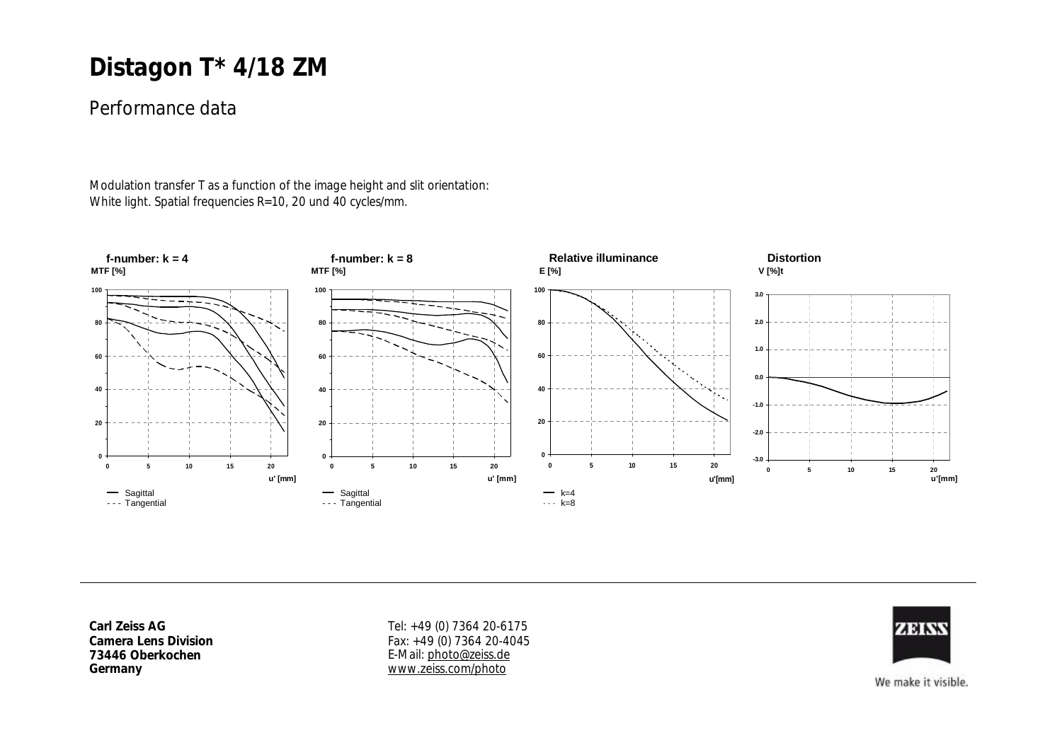# Distagon T* 4/18 ZM

## Performance data

Modulation transfer T as a function of the image height and slit orientation:
White light. Spatial frequencies R=10, 20 und 40 cycles/mm.

**f-number: k = 4**
MTF [%]
100
80
60
40
20
0
0 5 10 15 20
u' [mm]
— Sagittal
- - - Tangential

**f-number: k = 8**
MTF [%]
100
80
60
40
20
0
0 5 10 15 20
u' [mm]
— Sagittal
- - - Tangential

**Relative illuminance**
E [%]
100
80
60
40
20
0
0 5 10 15 20
u'[mm]
— k=4
· · · k=8

**Distortion**
V [%]t
3.0
2.0
1.0
0.0
-1.0
-2.0
-3.0
0 5 10 15 20
u'[mm]

---

**Carl Zeiss AG**
**Camera Lens Division**
**73446 Oberkochen**
**Germany**

Tel: +49 (0) 7364 20-6175
Fax: +49 (0) 7364 20-4045
E-Mail: photo@zeiss.de
www.zeiss.com/photo

ZEISS
We make it visible.